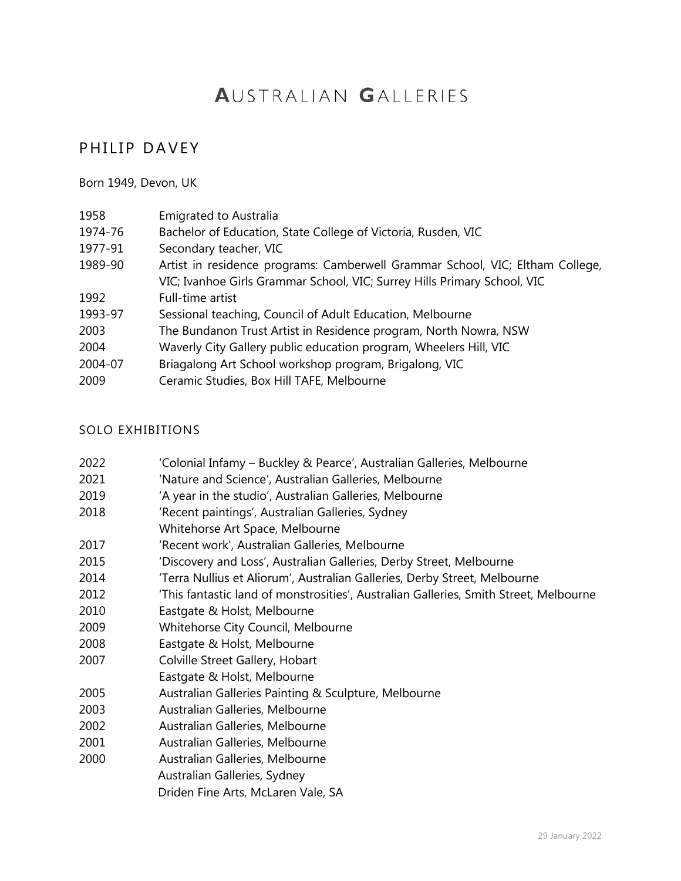# AUSTRALIAN GALLERIES

## PHILIP DAVEY

Born 1949, Devon, UK

| | |
|---|---|
| 1958 | Emigrated to Australia |
| 1974-76 | Bachelor of Education, State College of Victoria, Rusden, VIC |
| 1977-91 | Secondary teacher, VIC |
| 1989-90 | Artist in residence programs: Camberwell Grammar School, VIC; Eltham College, VIC; Ivanhoe Girls Grammar School, VIC; Surrey Hills Primary School, VIC |
| 1992 | Full-time artist |
| 1993-97 | Sessional teaching, Council of Adult Education, Melbourne |
| 2003 | The Bundanon Trust Artist in Residence program, North Nowra, NSW |
| 2004 | Waverly City Gallery public education program, Wheelers Hill, VIC |
| 2004-07 | Briagalong Art School workshop program, Brigalong, VIC |
| 2009 | Ceramic Studies, Box Hill TAFE, Melbourne |

### SOLO EXHIBITIONS

| | |
|---|---|
| 2022 | 'Colonial Infamy – Buckley & Pearce', Australian Galleries, Melbourne |
| 2021 | 'Nature and Science', Australian Galleries, Melbourne |
| 2019 | 'A year in the studio', Australian Galleries, Melbourne |
| 2018 | 'Recent paintings', Australian Galleries, Sydney |
| | Whitehorse Art Space, Melbourne |
| 2017 | 'Recent work', Australian Galleries, Melbourne |
| 2015 | 'Discovery and Loss', Australian Galleries, Derby Street, Melbourne |
| 2014 | 'Terra Nullius et Aliorum', Australian Galleries, Derby Street, Melbourne |
| 2012 | 'This fantastic land of monstrosities', Australian Galleries, Smith Street, Melbourne |
| 2010 | Eastgate & Holst, Melbourne |
| 2009 | Whitehorse City Council, Melbourne |
| 2008 | Eastgate & Holst, Melbourne |
| 2007 | Colville Street Gallery, Hobart |
| | Eastgate & Holst, Melbourne |
| 2005 | Australian Galleries Painting & Sculpture, Melbourne |
| 2003 | Australian Galleries, Melbourne |
| 2002 | Australian Galleries, Melbourne |
| 2001 | Australian Galleries, Melbourne |
| 2000 | Australian Galleries, Melbourne |
| | Australian Galleries, Sydney |
| | Driden Fine Arts, McLaren Vale, SA |

29 January 2022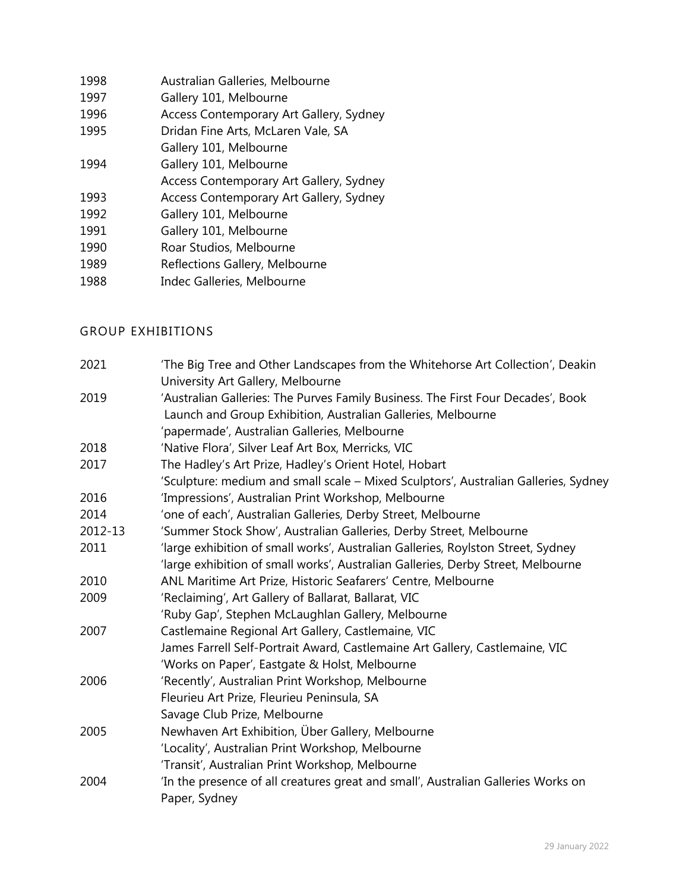| | |
|---|---|
| 1998 | Australian Galleries, Melbourne |
| 1997 | Gallery 101, Melbourne |
| 1996 | Access Contemporary Art Gallery, Sydney |
| 1995 | Dridan Fine Arts, McLaren Vale, SA |
| | Gallery 101, Melbourne |
| 1994 | Gallery 101, Melbourne |
| | Access Contemporary Art Gallery, Sydney |
| 1993 | Access Contemporary Art Gallery, Sydney |
| 1992 | Gallery 101, Melbourne |
| 1991 | Gallery 101, Melbourne |
| 1990 | Roar Studios, Melbourne |
| 1989 | Reflections Gallery, Melbourne |
| 1988 | Indec Galleries, Melbourne |

## GROUP EXHIBITIONS

| | |
|---|---|
| 2021 | 'The Big Tree and Other Landscapes from the Whitehorse Art Collection', Deakin University Art Gallery, Melbourne |
| 2019 | 'Australian Galleries: The Purves Family Business. The First Four Decades', Book Launch and Group Exhibition, Australian Galleries, Melbourne |
| | 'papermade', Australian Galleries, Melbourne |
| 2018 | 'Native Flora', Silver Leaf Art Box, Merricks, VIC |
| 2017 | The Hadley's Art Prize, Hadley's Orient Hotel, Hobart |
| | 'Sculpture: medium and small scale – Mixed Sculptors', Australian Galleries, Sydney |
| 2016 | 'Impressions', Australian Print Workshop, Melbourne |
| 2014 | 'one of each', Australian Galleries, Derby Street, Melbourne |
| 2012-13 | 'Summer Stock Show', Australian Galleries, Derby Street, Melbourne |
| 2011 | 'large exhibition of small works', Australian Galleries, Roylston Street, Sydney |
| | 'large exhibition of small works', Australian Galleries, Derby Street, Melbourne |
| 2010 | ANL Maritime Art Prize, Historic Seafarers' Centre, Melbourne |
| 2009 | 'Reclaiming', Art Gallery of Ballarat, Ballarat, VIC |
| | 'Ruby Gap', Stephen McLaughlan Gallery, Melbourne |
| 2007 | Castlemaine Regional Art Gallery, Castlemaine, VIC |
| | James Farrell Self-Portrait Award, Castlemaine Art Gallery, Castlemaine, VIC |
| | 'Works on Paper', Eastgate & Holst, Melbourne |
| 2006 | 'Recently', Australian Print Workshop, Melbourne |
| | Fleurieu Art Prize, Fleurieu Peninsula, SA |
| | Savage Club Prize, Melbourne |
| 2005 | Newhaven Art Exhibition, Über Gallery, Melbourne |
| | 'Locality', Australian Print Workshop, Melbourne |
| | 'Transit', Australian Print Workshop, Melbourne |
| 2004 | 'In the presence of all creatures great and small', Australian Galleries Works on Paper, Sydney |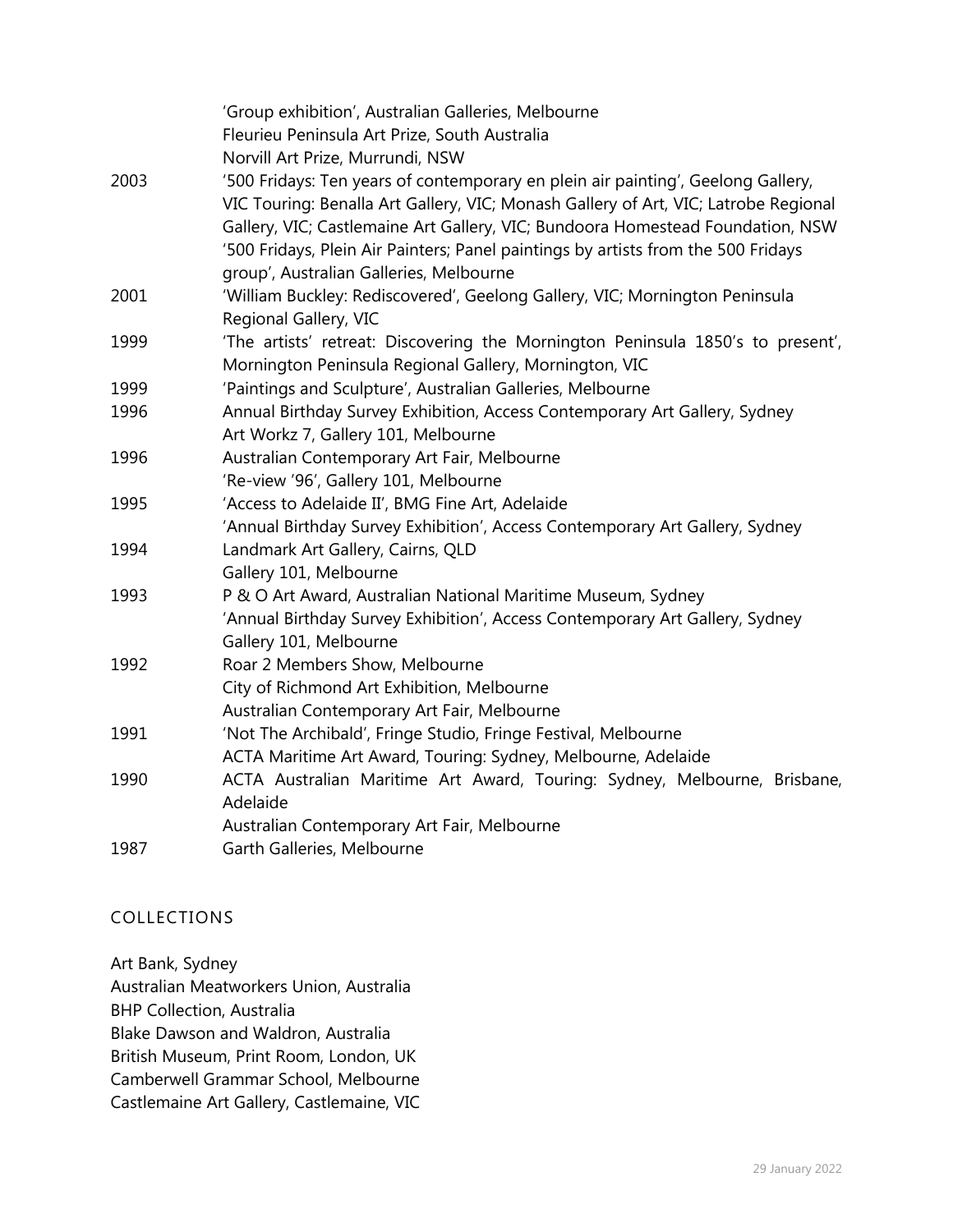| | |
|---|---|
| | 'Group exhibition', Australian Galleries, Melbourne |
| | Fleurieu Peninsula Art Prize, South Australia |
| | Norvill Art Prize, Murrundi, NSW |
| 2003 | '500 Fridays: Ten years of contemporary en plein air painting', Geelong Gallery, VIC Touring: Benalla Art Gallery, VIC; Monash Gallery of Art, VIC; Latrobe Regional Gallery, VIC; Castlemaine Art Gallery, VIC; Bundoora Homestead Foundation, NSW |
| | '500 Fridays, Plein Air Painters; Panel paintings by artists from the 500 Fridays group', Australian Galleries, Melbourne |
| 2001 | 'William Buckley: Rediscovered', Geelong Gallery, VIC; Mornington Peninsula Regional Gallery, VIC |
| 1999 | 'The artists' retreat: Discovering the Mornington Peninsula 1850's to present', Mornington Peninsula Regional Gallery, Mornington, VIC |
| 1999 | 'Paintings and Sculpture', Australian Galleries, Melbourne |
| 1996 | Annual Birthday Survey Exhibition, Access Contemporary Art Gallery, Sydney |
| | Art Workz 7, Gallery 101, Melbourne |
| 1996 | Australian Contemporary Art Fair, Melbourne |
| | 'Re-view '96', Gallery 101, Melbourne |
| 1995 | 'Access to Adelaide II', BMG Fine Art, Adelaide |
| | 'Annual Birthday Survey Exhibition', Access Contemporary Art Gallery, Sydney |
| 1994 | Landmark Art Gallery, Cairns, QLD |
| | Gallery 101, Melbourne |
| 1993 | P & O Art Award, Australian National Maritime Museum, Sydney |
| | 'Annual Birthday Survey Exhibition', Access Contemporary Art Gallery, Sydney |
| | Gallery 101, Melbourne |
| 1992 | Roar 2 Members Show, Melbourne |
| | City of Richmond Art Exhibition, Melbourne |
| | Australian Contemporary Art Fair, Melbourne |
| 1991 | 'Not The Archibald', Fringe Studio, Fringe Festival, Melbourne |
| | ACTA Maritime Art Award, Touring: Sydney, Melbourne, Adelaide |
| 1990 | ACTA Australian Maritime Art Award, Touring: Sydney, Melbourne, Brisbane, Adelaide |
| | Australian Contemporary Art Fair, Melbourne |
| 1987 | Garth Galleries, Melbourne |

## COLLECTIONS

Art Bank, Sydney
Australian Meatworkers Union, Australia
BHP Collection, Australia
Blake Dawson and Waldron, Australia
British Museum, Print Room, London, UK
Camberwell Grammar School, Melbourne
Castlemaine Art Gallery, Castlemaine, VIC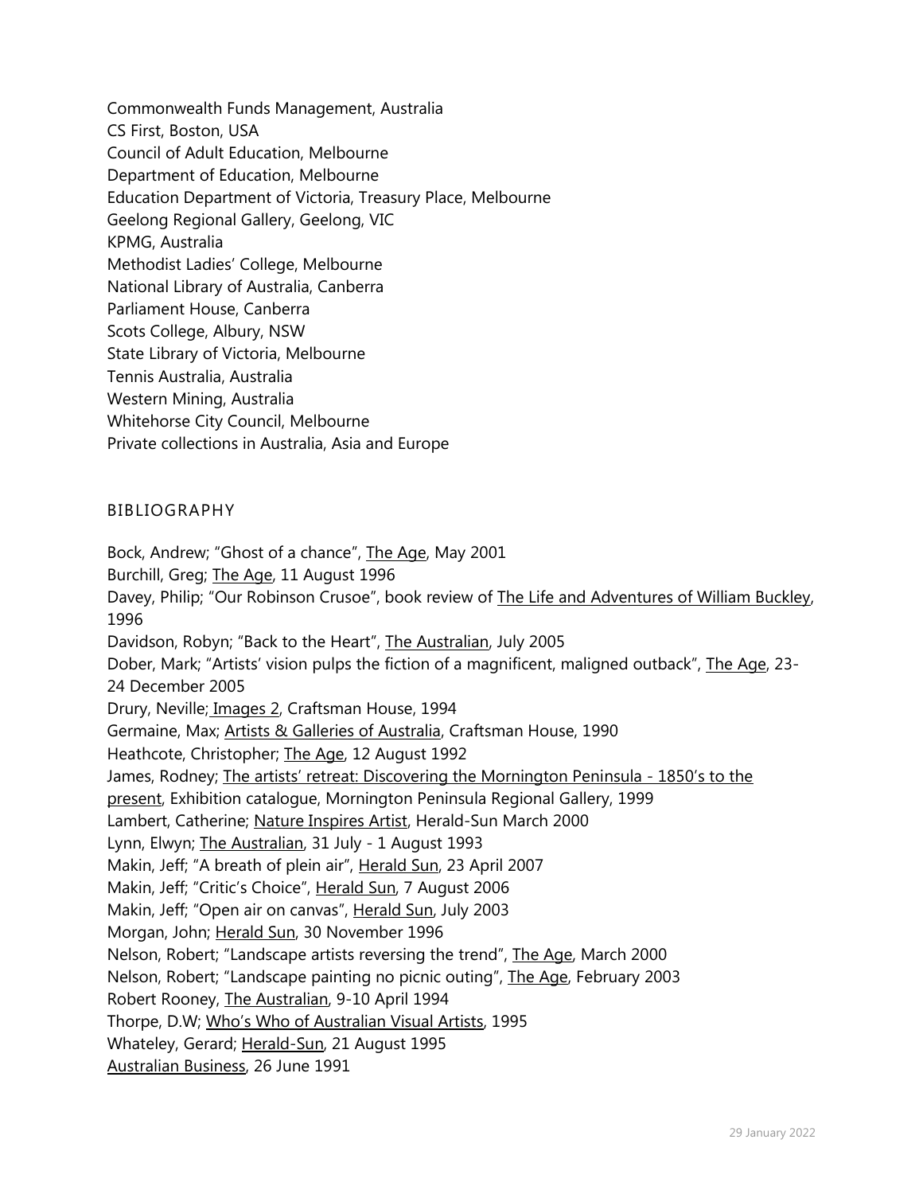Commonwealth Funds Management, Australia
CS First, Boston, USA
Council of Adult Education, Melbourne
Department of Education, Melbourne
Education Department of Victoria, Treasury Place, Melbourne
Geelong Regional Gallery, Geelong, VIC
KPMG, Australia
Methodist Ladies' College, Melbourne
National Library of Australia, Canberra
Parliament House, Canberra
Scots College, Albury, NSW
State Library of Victoria, Melbourne
Tennis Australia, Australia
Western Mining, Australia
Whitehorse City Council, Melbourne
Private collections in Australia, Asia and Europe

## BIBLIOGRAPHY

Bock, Andrew; "Ghost of a chance", The Age, May 2001
Burchill, Greg; The Age, 11 August 1996
Davey, Philip; "Our Robinson Crusoe", book review of The Life and Adventures of William Buckley, 1996
Davidson, Robyn; "Back to the Heart", The Australian, July 2005
Dober, Mark; "Artists' vision pulps the fiction of a magnificent, maligned outback", The Age, 23-24 December 2005
Drury, Neville; Images 2, Craftsman House, 1994
Germaine, Max; Artists & Galleries of Australia, Craftsman House, 1990
Heathcote, Christopher; The Age, 12 August 1992
James, Rodney; The artists' retreat: Discovering the Mornington Peninsula - 1850's to the present, Exhibition catalogue, Mornington Peninsula Regional Gallery, 1999
Lambert, Catherine; Nature Inspires Artist, Herald-Sun March 2000
Lynn, Elwyn; The Australian, 31 July - 1 August 1993
Makin, Jeff; "A breath of plein air", Herald Sun, 23 April 2007
Makin, Jeff; "Critic's Choice", Herald Sun, 7 August 2006
Makin, Jeff; "Open air on canvas", Herald Sun, July 2003
Morgan, John; Herald Sun, 30 November 1996
Nelson, Robert; "Landscape artists reversing the trend", The Age, March 2000
Nelson, Robert; "Landscape painting no picnic outing", The Age, February 2003
Robert Rooney, The Australian, 9-10 April 1994
Thorpe, D.W; Who's Who of Australian Visual Artists, 1995
Whateley, Gerard; Herald-Sun, 21 August 1995
Australian Business, 26 June 1991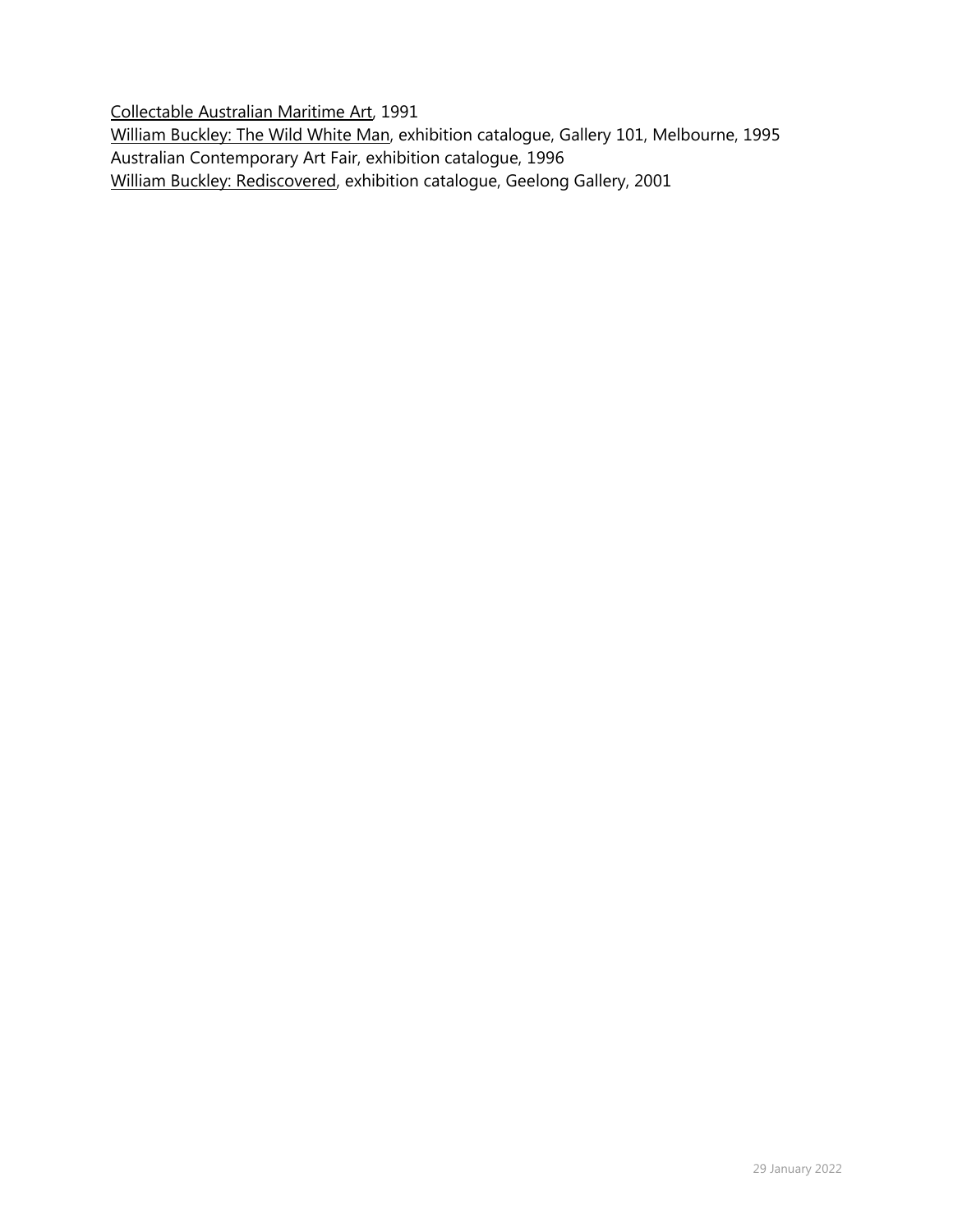<u>Collectable Australian Maritime Art</u>, 1991
<u>William Buckley: The Wild White Man</u>, exhibition catalogue, Gallery 101, Melbourne, 1995
Australian Contemporary Art Fair, exhibition catalogue, 1996
<u>William Buckley: Rediscovered</u>, exhibition catalogue, Geelong Gallery, 2001